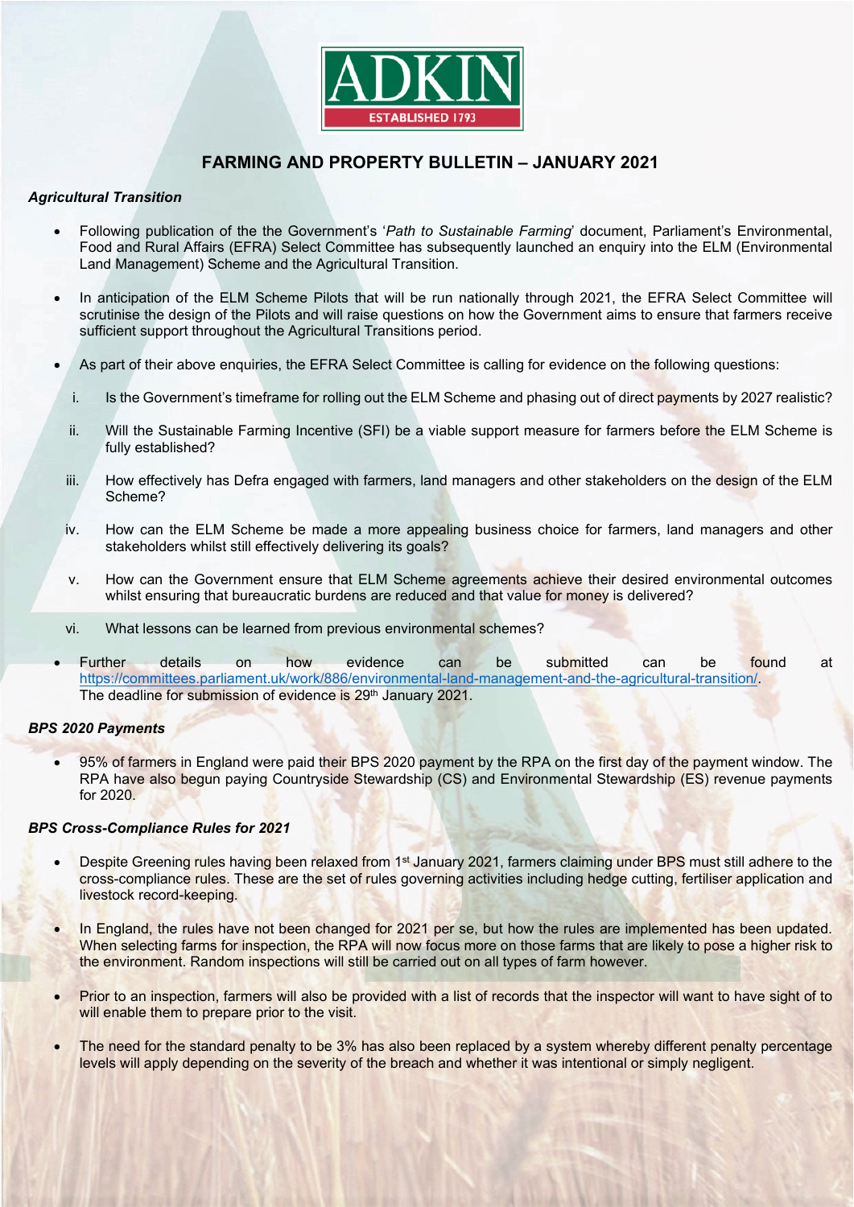ADKIN

ESTABLISHED 1793

# FARMING AND PROPERTY BULLETIN – JANUARY 2021

### *Agricultural Transition*

- Following publication of the the Government's '*Path to Sustainable Farming*' document, Parliament's Environmental, Food and Rural Affairs (EFRA) Select Committee has subsequently launched an enquiry into the ELM (Environmental Land Management) Scheme and the Agricultural Transition.

- In anticipation of the ELM Scheme Pilots that will be run nationally through 2021, the EFRA Select Committee will scrutinise the design of the Pilots and will raise questions on how the Government aims to ensure that farmers receive sufficient support throughout the Agricultural Transitions period.

- As part of their above enquiries, the EFRA Select Committee is calling for evidence on the following questions:

  i. Is the Government's timeframe for rolling out the ELM Scheme and phasing out of direct payments by 2027 realistic?

  ii. Will the Sustainable Farming Incentive (SFI) be a viable support measure for farmers before the ELM Scheme is fully established?

  iii. How effectively has Defra engaged with farmers, land managers and other stakeholders on the design of the ELM Scheme?

  iv. How can the ELM Scheme be made a more appealing business choice for farmers, land managers and other stakeholders whilst still effectively delivering its goals?

  v. How can the Government ensure that ELM Scheme agreements achieve their desired environmental outcomes whilst ensuring that bureaucratic burdens are reduced and that value for money is delivered?

  vi. What lessons can be learned from previous environmental schemes?

- Further details on how evidence can be submitted can be found at https://committees.parliament.uk/work/886/environmental-land-management-and-the-agricultural-transition/. The deadline for submission of evidence is 29th January 2021.

### *BPS 2020 Payments*

- 95% of farmers in England were paid their BPS 2020 payment by the RPA on the first day of the payment window. The RPA have also begun paying Countryside Stewardship (CS) and Environmental Stewardship (ES) revenue payments for 2020.

### *BPS Cross-Compliance Rules for 2021*

- Despite Greening rules having been relaxed from 1st January 2021, farmers claiming under BPS must still adhere to the cross-compliance rules. These are the set of rules governing activities including hedge cutting, fertiliser application and livestock record-keeping.

- In England, the rules have not been changed for 2021 per se, but how the rules are implemented has been updated. When selecting farms for inspection, the RPA will now focus more on those farms that are likely to pose a higher risk to the environment. Random inspections will still be carried out on all types of farm however.

- Prior to an inspection, farmers will also be provided with a list of records that the inspector will want to have sight of to will enable them to prepare prior to the visit.

- The need for the standard penalty to be 3% has also been replaced by a system whereby different penalty percentage levels will apply depending on the severity of the breach and whether it was intentional or simply negligent.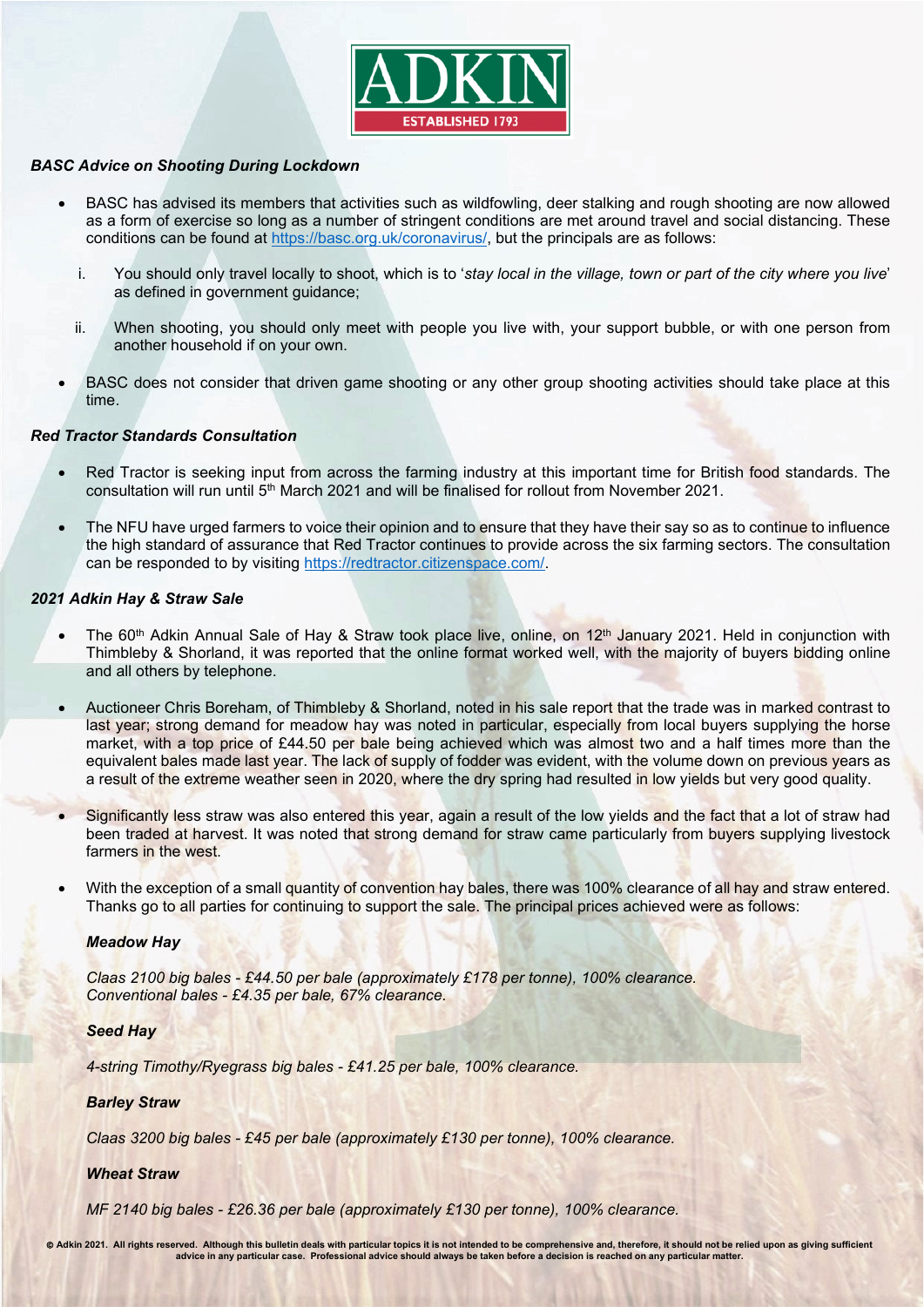ADKIN
ESTABLISHED 1793

### *BASC Advice on Shooting During Lockdown*

- BASC has advised its members that activities such as wildfowling, deer stalking and rough shooting are now allowed as a form of exercise so long as a number of stringent conditions are met around travel and social distancing. These conditions can be found at https://basc.org.uk/coronavirus/, but the principals are as follows:

  i. You should only travel locally to shoot, which is to '*stay local in the village, town or part of the city where you live*' as defined in government guidance;

  ii. When shooting, you should only meet with people you live with, your support bubble, or with one person from another household if on your own.

- BASC does not consider that driven game shooting or any other group shooting activities should take place at this time.

### *Red Tractor Standards Consultation*

- Red Tractor is seeking input from across the farming industry at this important time for British food standards. The consultation will run until 5th March 2021 and will be finalised for rollout from November 2021.

- The NFU have urged farmers to voice their opinion and to ensure that they have their say so as to continue to influence the high standard of assurance that Red Tractor continues to provide across the six farming sectors. The consultation can be responded to by visiting https://redtractor.citizenspace.com/.

### *2021 Adkin Hay & Straw Sale*

- The 60th Adkin Annual Sale of Hay & Straw took place live, online, on 12th January 2021. Held in conjunction with Thimbleby & Shorland, it was reported that the online format worked well, with the majority of buyers bidding online and all others by telephone.

- Auctioneer Chris Boreham, of Thimbleby & Shorland, noted in his sale report that the trade was in marked contrast to last year; strong demand for meadow hay was noted in particular, especially from local buyers supplying the horse market, with a top price of £44.50 per bale being achieved which was almost two and a half times more than the equivalent bales made last year. The lack of supply of fodder was evident, with the volume down on previous years as a result of the extreme weather seen in 2020, where the dry spring had resulted in low yields but very good quality.

- Significantly less straw was also entered this year, again a result of the low yields and the fact that a lot of straw had been traded at harvest. It was noted that strong demand for straw came particularly from buyers supplying livestock farmers in the west.

- With the exception of a small quantity of convention hay bales, there was 100% clearance of all hay and straw entered. Thanks go to all parties for continuing to support the sale. The principal prices achieved were as follows:

  ***Meadow Hay***

  *Claas 2100 big bales - £44.50 per bale (approximately £178 per tonne), 100% clearance.*
  *Conventional bales - £4.35 per bale, 67% clearance.*

  ***Seed Hay***

  *4-string Timothy/Ryegrass big bales - £41.25 per bale, 100% clearance.*

  ***Barley Straw***

  *Claas 3200 big bales - £45 per bale (approximately £130 per tonne), 100% clearance.*

  ***Wheat Straw***

  *MF 2140 big bales - £26.36 per bale (approximately £130 per tonne), 100% clearance.*

**© Adkin 2021. All rights reserved. Although this bulletin deals with particular topics it is not intended to be comprehensive and, therefore, it should not be relied upon as giving sufficient advice in any particular case. Professional advice should always be taken before a decision is reached on any particular matter.**